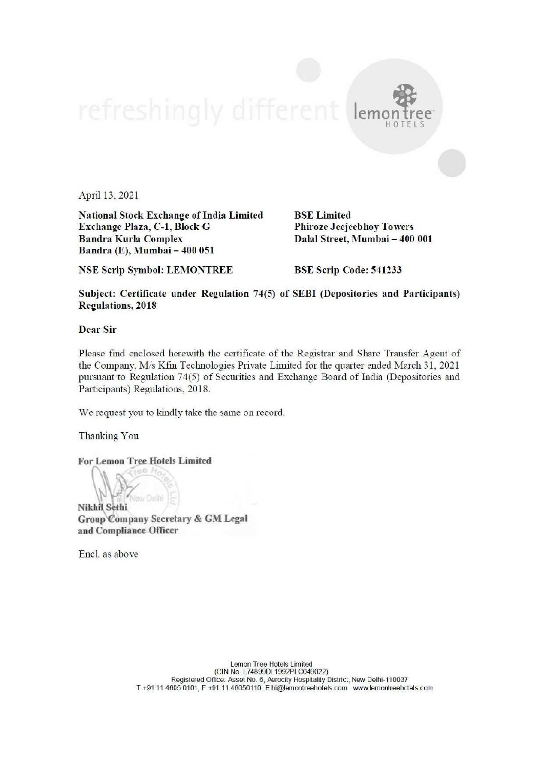refreshingly different lemon tree HOTELS

April 13, 2021

**National Stock Exchange of India Limited**
**Exchange Plaza, C-1, Block G**
**Bandra Kurla Complex**
**Bandra (E), Mumbai – 400 051**

**BSE Limited**
**Phiroze Jeejeebhoy Towers**
**Dalal Street, Mumbai – 400 001**

**NSE Scrip Symbol: LEMONTREE**

**BSE Scrip Code: 541233**

**Subject: Certificate under Regulation 74(5) of SEBI (Depositories and Participants) Regulations, 2018**

**Dear Sir**

Please find enclosed herewith the certificate of the Registrar and Share Transfer Agent of the Company, M/s Kfin Technologies Private Limited for the quarter ended March 31, 2021 pursuant to Regulation 74(5) of Securities and Exchange Board of India (Depositories and Participants) Regulations, 2018.

We request you to kindly take the same on record.

Thanking You

**For Lemon Tree Hotels Limited**

**Nikhil Sethi**
**Group Company Secretary & GM Legal and Compliance Officer**

Encl. as above

Lemon Tree Hotels Limited
(CIN No. L74899DL1992PLC049022)
Registered Office: Asset No. 6, Aerocity Hospitality District, New Delhi-110037
T +91 11 4605 0101, F +91 11 46050110. E hi@lemontreehotels.com www.lemontreehotels.com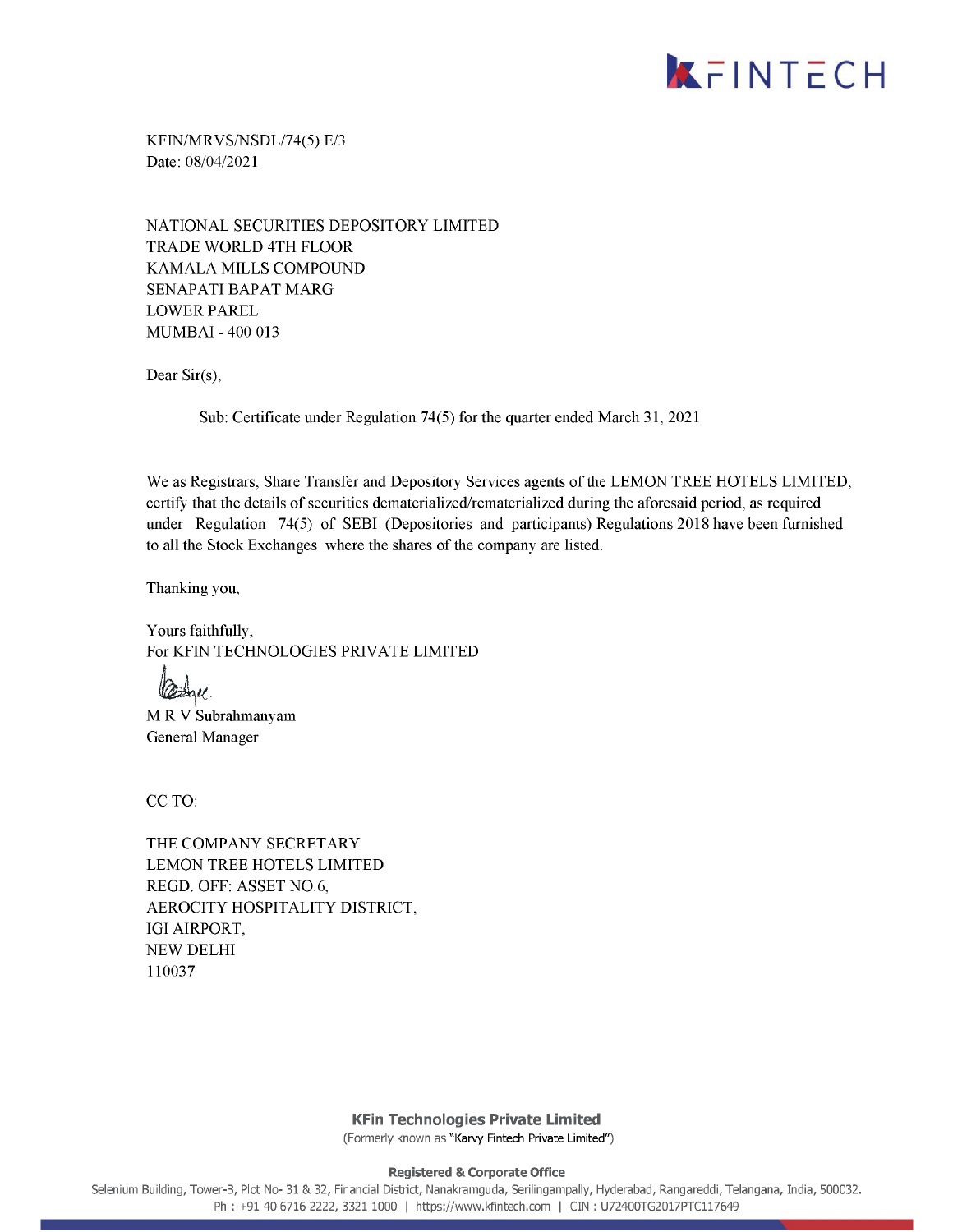KFIN/MRVS/NSDL/74(5) E/3
Date: 08/04/2021

NATIONAL SECURITIES DEPOSITORY LIMITED
TRADE WORLD 4TH FLOOR
KAMALA MILLS COMPOUND
SENAPATI BAPAT MARG
LOWER PAREL
MUMBAI - 400 013

Dear Sir(s),

Sub: Certificate under Regulation 74(5) for the quarter ended March 31, 2021

We as Registrars, Share Transfer and Depository Services agents of the LEMON TREE HOTELS LIMITED, certify that the details of securities dematerialized/rematerialized during the aforesaid period, as required under Regulation 74(5) of SEBI (Depositories and participants) Regulations 2018 have been furnished to all the Stock Exchanges where the shares of the company are listed.

Thanking you,

Yours faithfully,
For KFIN TECHNOLOGIES PRIVATE LIMITED

M R V Subrahmanyam
General Manager

CC TO:

THE COMPANY SECRETARY
LEMON TREE HOTELS LIMITED
REGD. OFF: ASSET NO.6,
AEROCITY HOSPITALITY DISTRICT,
IGI AIRPORT,
NEW DELHI
110037

**KFin Technologies Private Limited**
(Formerly known as "Karvy Fintech Private Limited")

**Registered & Corporate Office**
Selenium Building, Tower-B, Plot No- 31 & 32, Financial District, Nanakramguda, Serilingampally, Hyderabad, Rangareddi, Telangana, India, 500032.
Ph : +91 40 6716 2222, 3321 1000 | https://www.kfintech.com | CIN : U72400TG2017PTC117649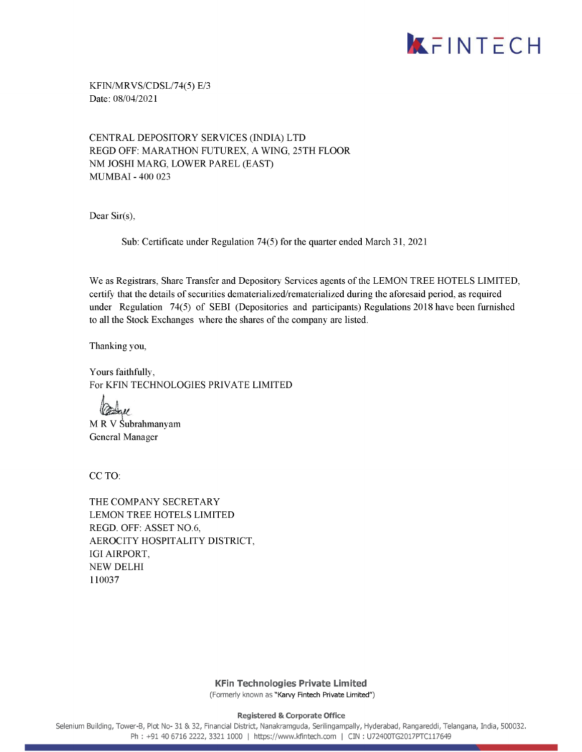KFIN/MRVS/CDSL/74(5) E/3
Date: 08/04/2021

CENTRAL DEPOSITORY SERVICES (INDIA) LTD
REGD OFF: MARATHON FUTUREX, A WING, 25TH FLOOR
NM JOSHI MARG, LOWER PAREL (EAST)
MUMBAI - 400 023

Dear Sir(s),

Sub: Certificate under Regulation 74(5) for the quarter ended March 31, 2021

We as Registrars, Share Transfer and Depository Services agents of the LEMON TREE HOTELS LIMITED, certify that the details of securities dematerialized/rematerialized during the aforesaid period, as required under Regulation 74(5) of SEBI (Depositories and participants) Regulations 2018 have been furnished to all the Stock Exchanges where the shares of the company are listed.

Thanking you,

Yours faithfully,
For KFIN TECHNOLOGIES PRIVATE LIMITED

M R V Subrahmanyam
General Manager

CC TO:

THE COMPANY SECRETARY
LEMON TREE HOTELS LIMITED
REGD. OFF: ASSET NO.6,
AEROCITY HOSPITALITY DISTRICT,
IGI AIRPORT,
NEW DELHI
110037

**KFin Technologies Private Limited**
(Formerly known as "Karvy Fintech Private Limited")

**Registered & Corporate Office**
Selenium Building, Tower-B, Plot No- 31 & 32, Financial District, Nanakramguda, Serilingampally, Hyderabad, Rangareddi, Telangana, India, 500032.
Ph : +91 40 6716 2222, 3321 1000 | https://www.kfintech.com | CIN : U72400TG2017PTC117649